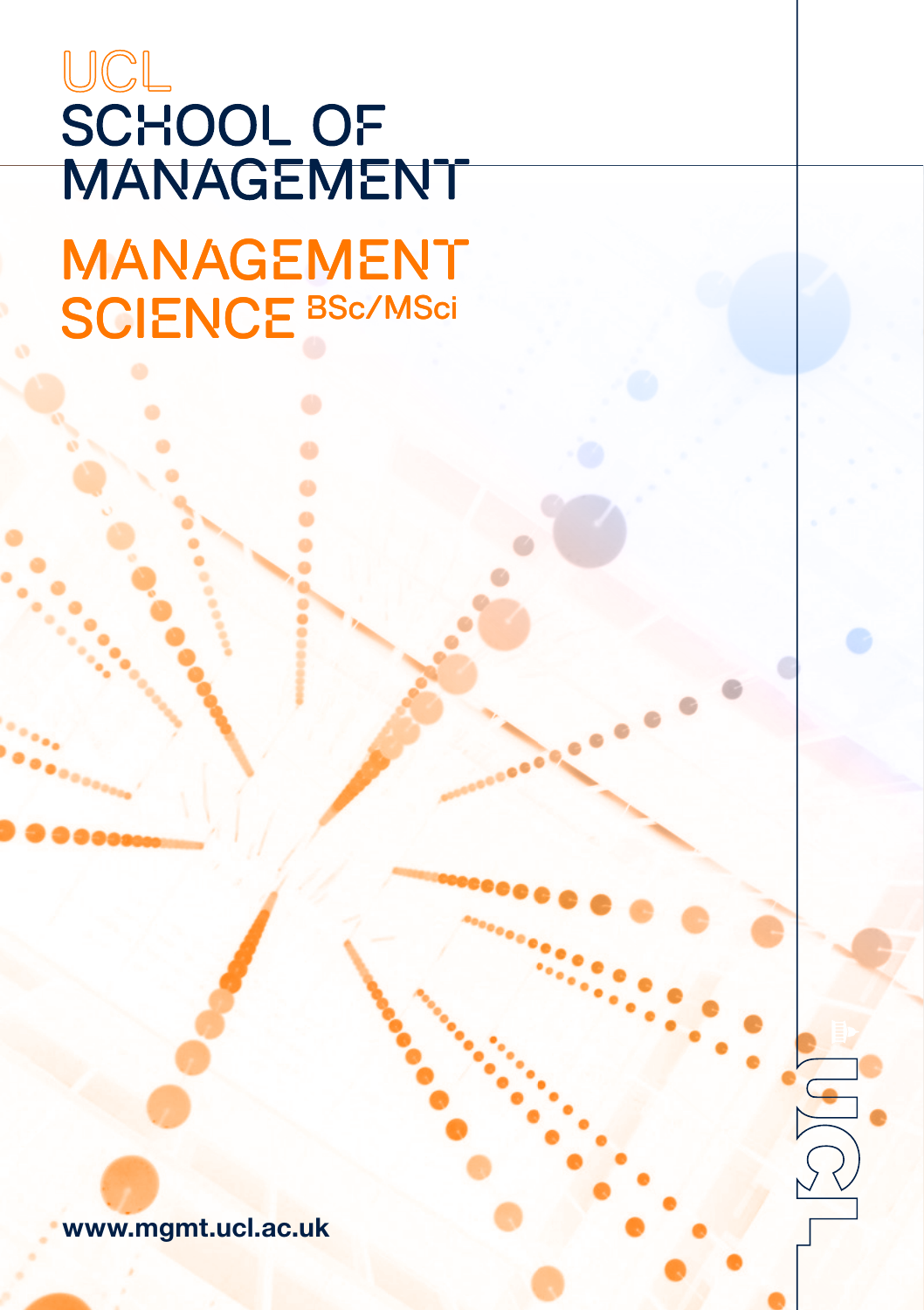UCL

# SCHOOL OF MANAGEMENT

# MANAGEMENT SCIENCE BSc/MSci

www.mgmt.ucl.ac.uk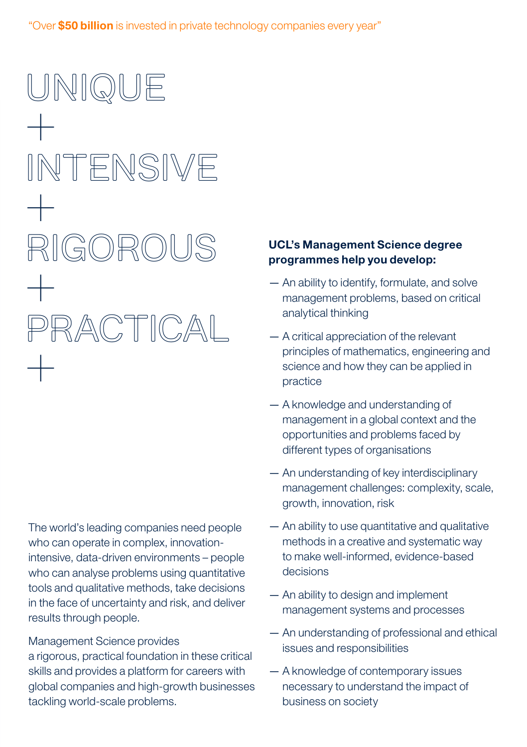“Over **$50 billion** is invested in private technology companies every year”

# UNIQUE + INTENSIVE + RIGOROUS + PRACTICAL +

The world’s leading companies need people who can operate in complex, innovation-intensive, data-driven environments – people who can analyse problems using quantitative tools and qualitative methods, take decisions in the face of uncertainty and risk, and deliver results through people.

Management Science provides a rigorous, practical foundation in these critical skills and provides a platform for careers with global companies and high-growth businesses tackling world-scale problems.

**UCL’s Management Science degree programmes help you develop:**

- An ability to identify, formulate, and solve management problems, based on critical analytical thinking
- A critical appreciation of the relevant principles of mathematics, engineering and science and how they can be applied in practice
- A knowledge and understanding of management in a global context and the opportunities and problems faced by different types of organisations
- An understanding of key interdisciplinary management challenges: complexity, scale, growth, innovation, risk
- An ability to use quantitative and qualitative methods in a creative and systematic way to make well-informed, evidence-based decisions
- An ability to design and implement management systems and processes
- An understanding of professional and ethical issues and responsibilities
- A knowledge of contemporary issues necessary to understand the impact of business on society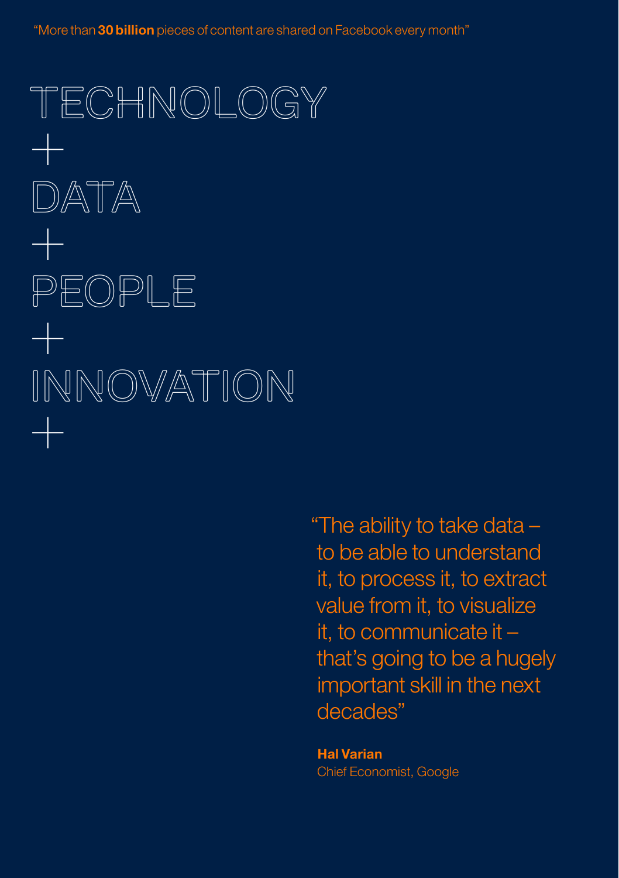"More than **30 billion** pieces of content are shared on Facebook every month"

# TECHNOLOGY
# +
# DATA
# +
# PEOPLE
# +
# INNOVATION
# +

"The ability to take data – to be able to understand it, to process it, to extract value from it, to visualize it, to communicate it – that's going to be a hugely important skill in the next decades"

**Hal Varian**
Chief Economist, Google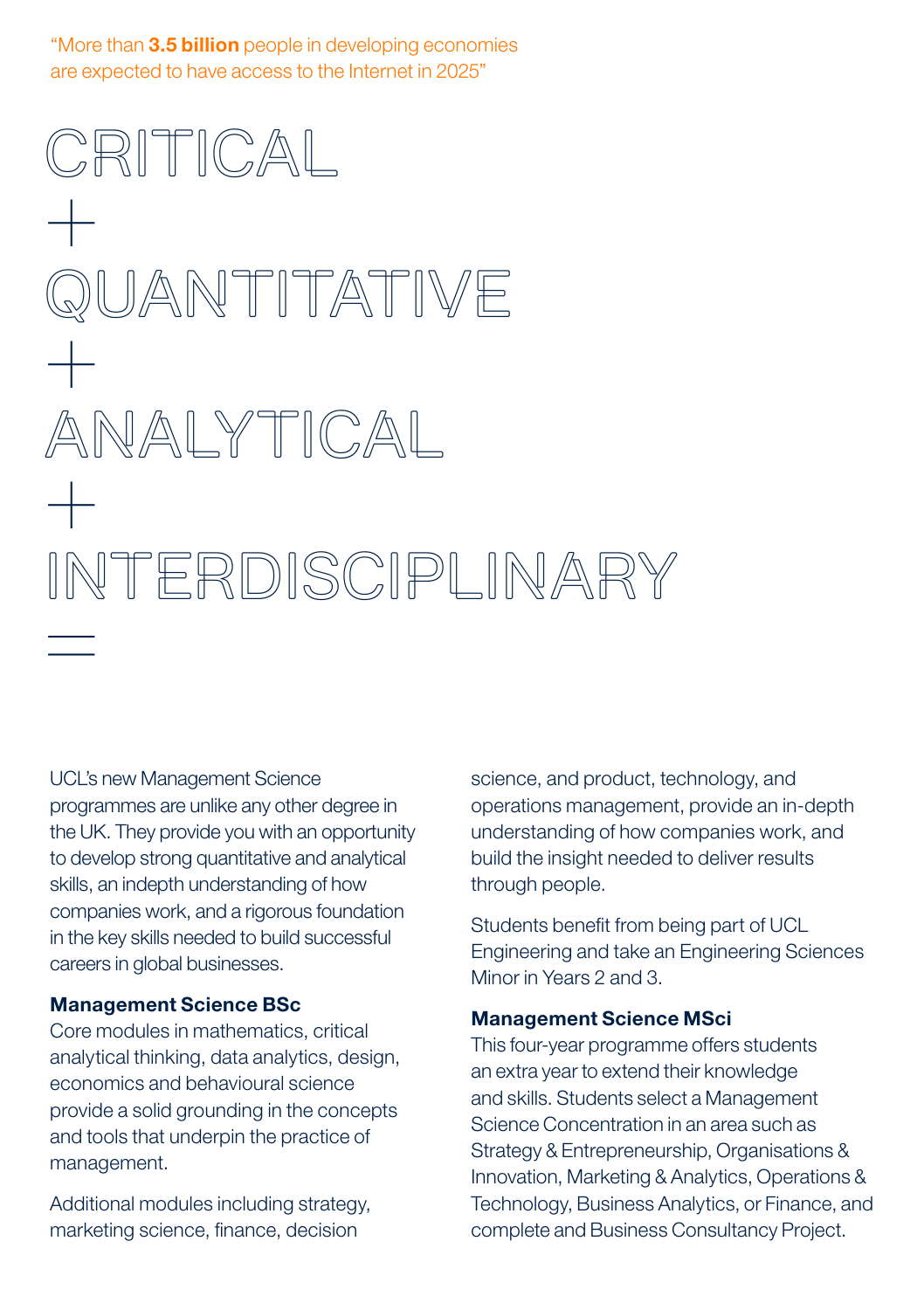"More than **3.5 billion** people in developing economies are expected to have access to the Internet in 2025"

# CRITICAL + QUANTITATIVE + ANALYTICAL + INTERDISCIPLINARY =

UCL's new Management Science programmes are unlike any other degree in the UK. They provide you with an opportunity to develop strong quantitative and analytical skills, an indepth understanding of how companies work, and a rigorous foundation in the key skills needed to build successful careers in global businesses.

**Management Science BSc**
Core modules in mathematics, critical analytical thinking, data analytics, design, economics and behavioural science provide a solid grounding in the concepts and tools that underpin the practice of management.

Additional modules including strategy, marketing science, finance, decision science, and product, technology, and operations management, provide an in-depth understanding of how companies work, and build the insight needed to deliver results through people.

Students benefit from being part of UCL Engineering and take an Engineering Sciences Minor in Years 2 and 3.

**Management Science MSci**
This four-year programme offers students an extra year to extend their knowledge and skills. Students select a Management Science Concentration in an area such as Strategy & Entrepreneurship, Organisations & Innovation, Marketing & Analytics, Operations & Technology, Business Analytics, or Finance, and complete and Business Consultancy Project.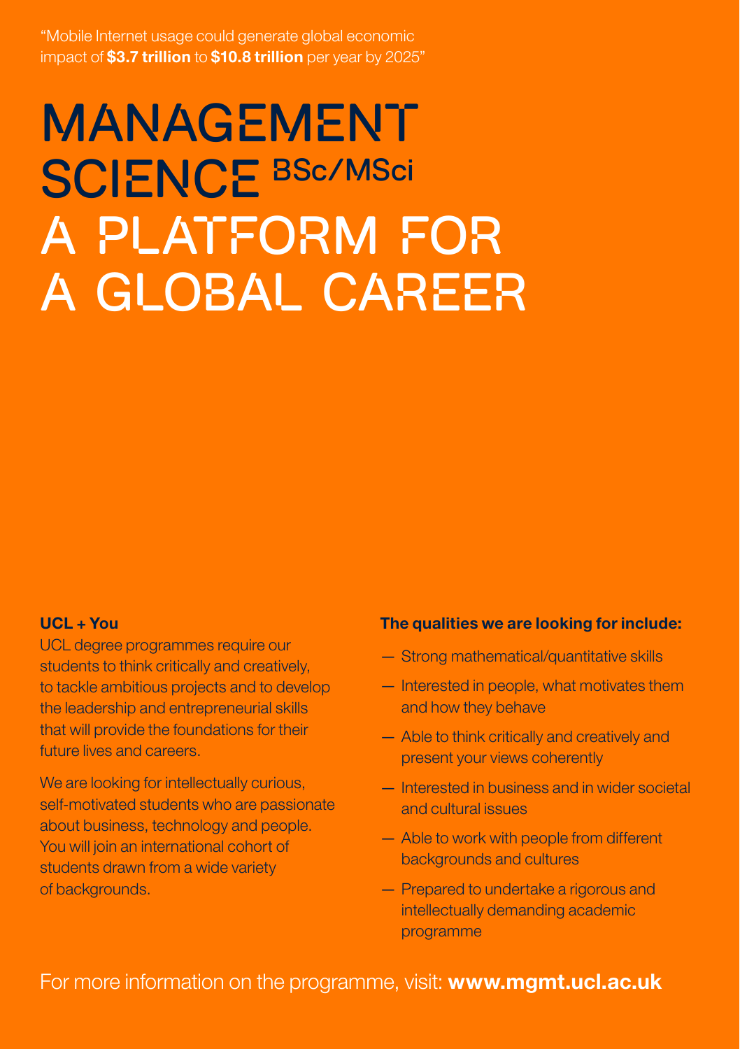"Mobile Internet usage could generate global economic impact of **$3.7 trillion** to **$10.8 trillion** per year by 2025"

# MANAGEMENT SCIENCE BSc/MSci

# A PLATFORM FOR A GLOBAL CAREER

**UCL + You**

UCL degree programmes require our students to think critically and creatively, to tackle ambitious projects and to develop the leadership and entrepreneurial skills that will provide the foundations for their future lives and careers.

We are looking for intellectually curious, self-motivated students who are passionate about business, technology and people. You will join an international cohort of students drawn from a wide variety of backgrounds.

**The qualities we are looking for include:**

- Strong mathematical/quantitative skills
- Interested in people, what motivates them and how they behave
- Able to think critically and creatively and present your views coherently
- Interested in business and in wider societal and cultural issues
- Able to work with people from different backgrounds and cultures
- Prepared to undertake a rigorous and intellectually demanding academic programme

For more information on the programme, visit: **www.mgmt.ucl.ac.uk**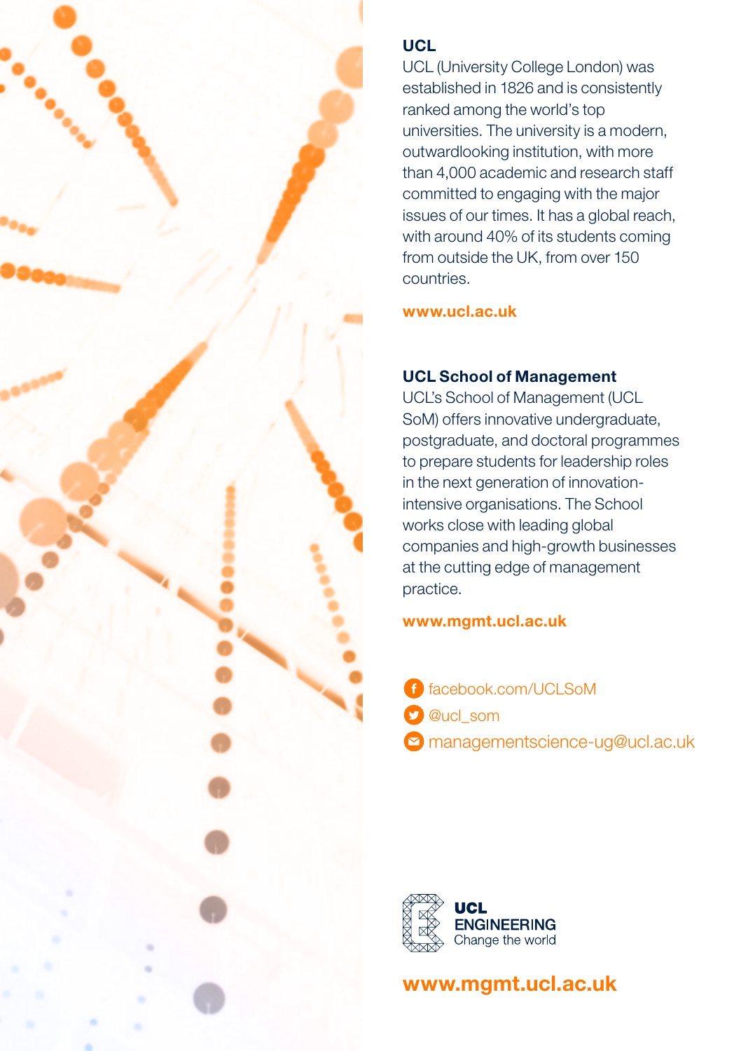## UCL

UCL (University College London) was established in 1826 and is consistently ranked among the world's top universities. The university is a modern, outwardlooking institution, with more than 4,000 academic and research staff committed to engaging with the major issues of our times. It has a global reach, with around 40% of its students coming from outside the UK, from over 150 countries.

**www.ucl.ac.uk**

## UCL School of Management

UCL's School of Management (UCL SoM) offers innovative undergraduate, postgraduate, and doctoral programmes to prepare students for leadership roles in the next generation of innovation-intensive organisations. The School works close with leading global companies and high-growth businesses at the cutting edge of management practice.

**www.mgmt.ucl.ac.uk**

facebook.com/UCLSoM
@ucl_som
managementscience-ug@ucl.ac.uk

UCL ENGINEERING
Change the world

**www.mgmt.ucl.ac.uk**